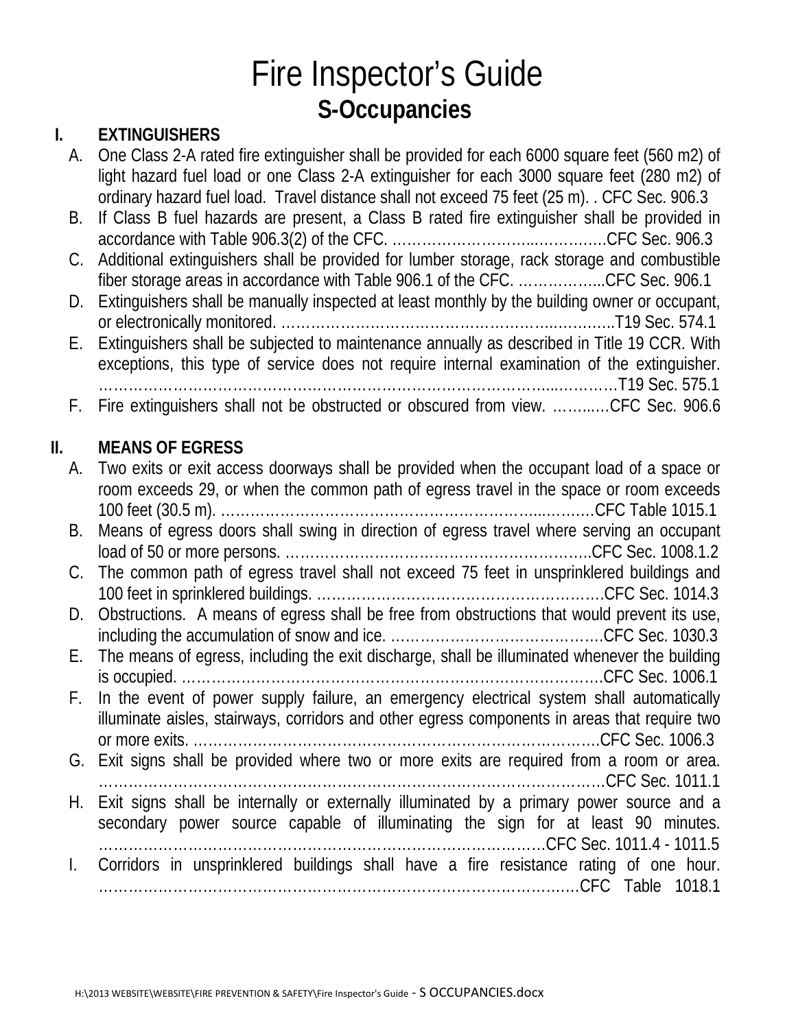# Fire Inspector's Guide

## S-Occupancies

### I. EXTINGUISHERS

A. One Class 2-A rated fire extinguisher shall be provided for each 6000 square feet (560 m2) of light hazard fuel load or one Class 2-A extinguisher for each 3000 square feet (280 m2) of ordinary hazard fuel load. Travel distance shall not exceed 75 feet (25 m). . CFC Sec. 906.3

B. If Class B fuel hazards are present, a Class B rated fire extinguisher shall be provided in accordance with Table 906.3(2) of the CFC. ……………………….……………CFC Sec. 906.3

C. Additional extinguishers shall be provided for lumber storage, rack storage and combustible fiber storage areas in accordance with Table 906.1 of the CFC. ……………...CFC Sec. 906.1

D. Extinguishers shall be manually inspected at least monthly by the building owner or occupant, or electronically monitored. …………………………………………………………..T19 Sec. 574.1

E. Extinguishers shall be subjected to maintenance annually as described in Title 19 CCR. With exceptions, this type of service does not require internal examination of the extinguisher. ……………………………………………………………………………………………T19 Sec. 575.1

F. Fire extinguishers shall not be obstructed or obscured from view. ……..…CFC Sec. 906.6

### II. MEANS OF EGRESS

A. Two exits or exit access doorways shall be provided when the occupant load of a space or room exceeds 29, or when the common path of egress travel in the space or room exceeds 100 feet (30.5 m). ……………………………………………………………………CFC Table 1015.1

B. Means of egress doors shall swing in direction of egress travel where serving an occupant load of 50 or more persons. ……………………………………………………..CFC Sec. 1008.1.2

C. The common path of egress travel shall not exceed 75 feet in unsprinklered buildings and 100 feet in sprinklered buildings. ………………………………………………….CFC Sec. 1014.3

D. Obstructions. A means of egress shall be free from obstructions that would prevent its use, including the accumulation of snow and ice. …………………………………….CFC Sec. 1030.3

E. The means of egress, including the exit discharge, shall be illuminated whenever the building is occupied. …………………………………………………………………………….CFC Sec. 1006.1

F. In the event of power supply failure, an emergency electrical system shall automatically illuminate aisles, stairways, corridors and other egress components in areas that require two or more exits. ………………………………………………………………………….CFC Sec. 1006.3

G. Exit signs shall be provided where two or more exits are required from a room or area. ………………………………………………………………………………………CFC Sec. 1011.1

H. Exit signs shall be internally or externally illuminated by a primary power source and a secondary power source capable of illuminating the sign for at least 90 minutes. ……………………………………………………………………………CFC Sec. 1011.4 - 1011.5

I. Corridors in unsprinklered buildings shall have a fire resistance rating of one hour. ………………………………………………………………………………CFC Table 1018.1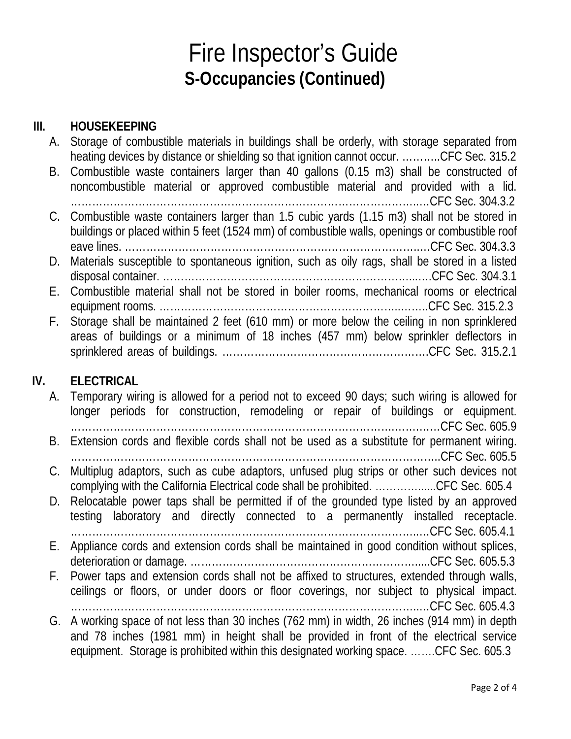# Fire Inspector's Guide

## S-Occupancies (Continued)

### III. HOUSEKEEPING

A. Storage of combustible materials in buildings shall be orderly, with storage separated from heating devices by distance or shielding so that ignition cannot occur. ………..CFC Sec. 315.2

B. Combustible waste containers larger than 40 gallons (0.15 m3) shall be constructed of noncombustible material or approved combustible material and provided with a lid. ……………………………………………………………………………………….CFC Sec. 304.3.2

C. Combustible waste containers larger than 1.5 cubic yards (1.15 m3) shall not be stored in buildings or placed within 5 feet (1524 mm) of combustible walls, openings or combustible roof eave lines. ………………………………………………………………………….CFC Sec. 304.3.3

D. Materials susceptible to spontaneous ignition, such as oily rags, shall be stored in a listed disposal container. …………………………………………………………………..….CFC Sec. 304.3.1

E. Combustible material shall not be stored in boiler rooms, mechanical rooms or electrical equipment rooms. ………………………………………………………………..……..CFC Sec. 315.2.3

F. Storage shall be maintained 2 feet (610 mm) or more below the ceiling in non sprinklered areas of buildings or a minimum of 18 inches (457 mm) below sprinkler deflectors in sprinklered areas of buildings. ………………………………………………….CFC Sec. 315.2.1

### IV. ELECTRICAL

A. Temporary wiring is allowed for a period not to exceed 90 days; such wiring is allowed for longer periods for construction, remodeling or repair of buildings or equipment. ……………………………………………………………………………………….CFC Sec. 605.9

B. Extension cords and flexible cords shall not be used as a substitute for permanent wiring. ………………………………………………………………………………………..CFC Sec. 605.5

C. Multiplug adaptors, such as cube adaptors, unfused plug strips or other such devices not complying with the California Electrical code shall be prohibited. ……………......CFC Sec. 605.4

D. Relocatable power taps shall be permitted if of the grounded type listed by an approved testing laboratory and directly connected to a permanently installed receptacle. ……………………………………………………………………………………….CFC Sec. 605.4.1

E. Appliance cords and extension cords shall be maintained in good condition without splices, deterioration or damage. …………………………………………………………......CFC Sec. 605.5.3

F. Power taps and extension cords shall not be affixed to structures, extended through walls, ceilings or floors, or under doors or floor coverings, nor subject to physical impact. ……………………………………………………………………………………….CFC Sec. 605.4.3

G. A working space of not less than 30 inches (762 mm) in width, 26 inches (914 mm) in depth and 78 inches (1981 mm) in height shall be provided in front of the electrical service equipment. Storage is prohibited within this designated working space. …….CFC Sec. 605.3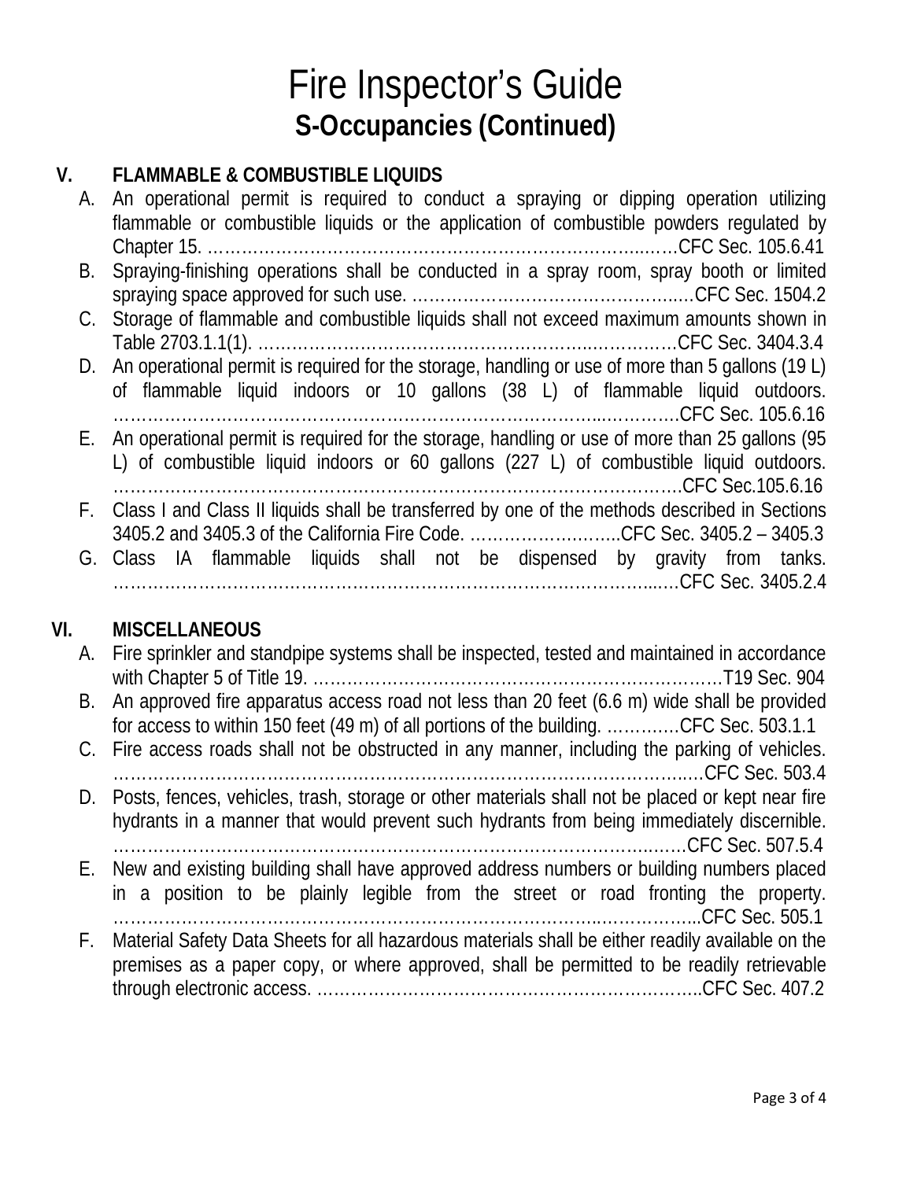# Fire Inspector's Guide

## S-Occupancies (Continued)

### V. FLAMMABLE & COMBUSTIBLE LIQUIDS

A. An operational permit is required to conduct a spraying or dipping operation utilizing flammable or combustible liquids or the application of combustible powders regulated by Chapter 15. ……………………………………………………………………………CFC Sec. 105.6.41

B. Spraying-finishing operations shall be conducted in a spray room, spray booth or limited spraying space approved for such use. ………………………………………………CFC Sec. 1504.2

C. Storage of flammable and combustible liquids shall not exceed maximum amounts shown in Table 2703.1.1(1). …………………………………………………………………CFC Sec. 3404.3.4

D. An operational permit is required for the storage, handling or use of more than 5 gallons (19 L) of flammable liquid indoors or 10 gallons (38 L) of flammable liquid outdoors. ……………………………………………………………………………………………CFC Sec. 105.6.16

E. An operational permit is required for the storage, handling or use of more than 25 gallons (95 L) of combustible liquid indoors or 60 gallons (227 L) of combustible liquid outdoors. ……………………………………………………………………………………………CFC Sec.105.6.16

F. Class I and Class II liquids shall be transferred by one of the methods described in Sections 3405.2 and 3405.3 of the California Fire Code. ………………………..CFC Sec. 3405.2 – 3405.3

G. Class IA flammable liquids shall not be dispensed by gravity from tanks. ……………………………………………………………………………………………CFC Sec. 3405.2.4

### VI. MISCELLANEOUS

A. Fire sprinkler and standpipe systems shall be inspected, tested and maintained in accordance with Chapter 5 of Title 19. ……………………………………………………………T19 Sec. 904

B. An approved fire apparatus access road not less than 20 feet (6.6 m) wide shall be provided for access to within 150 feet (49 m) of all portions of the building. …………CFC Sec. 503.1.1

C. Fire access roads shall not be obstructed in any manner, including the parking of vehicles. ……………………………………………………………………………………………CFC Sec. 503.4

D. Posts, fences, vehicles, trash, storage or other materials shall not be placed or kept near fire hydrants in a manner that would prevent such hydrants from being immediately discernible. ……………………………………………………………………………………………CFC Sec. 507.5.4

E. New and existing building shall have approved address numbers or building numbers placed in a position to be plainly legible from the street or road fronting the property. ……………………………………………………………………………………………CFC Sec. 505.1

F. Material Safety Data Sheets for all hazardous materials shall be either readily available on the premises as a paper copy, or where approved, shall be permitted to be readily retrievable through electronic access. ……………………………………………………………CFC Sec. 407.2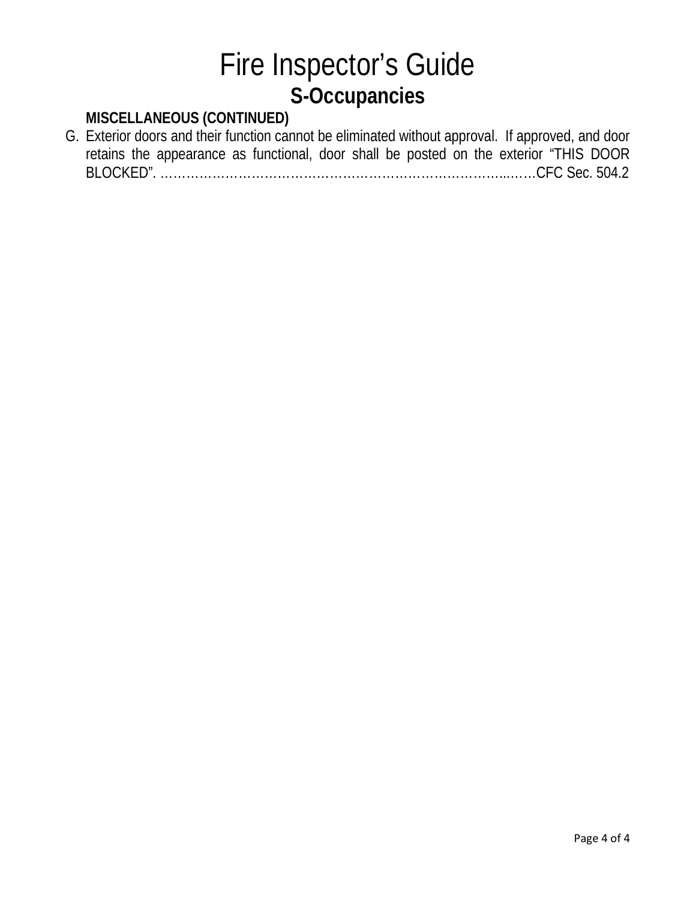# Fire Inspector's Guide

## S-Occupancies

**MISCELLANEOUS (CONTINUED)**

G. Exterior doors and their function cannot be eliminated without approval. If approved, and door retains the appearance as functional, door shall be posted on the exterior "THIS DOOR BLOCKED". ………………………………………………………………………..……CFC Sec. 504.2